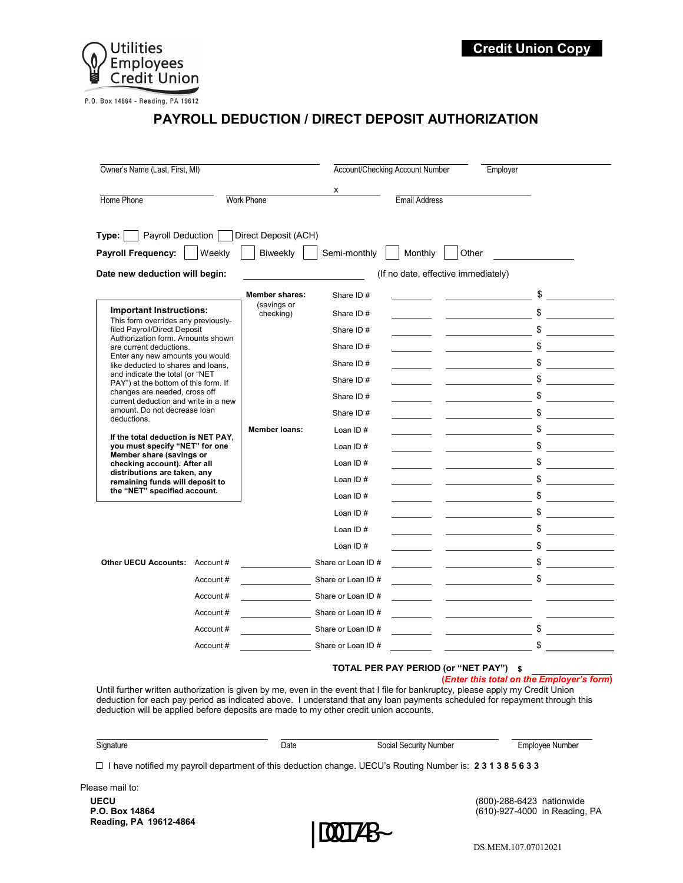Utilities Employees Credit Union

P.O. Box 14864 - Reading, PA 19612

**Credit Union Copy**

# PAYROLL DEDUCTION / DIRECT DEPOSIT AUTHORIZATION

Owner's Name (Last, First, MI) ____________ Account/Checking Account Number ____________ Employer ____________

Home Phone ____________ Work Phone ____________ x ____________ Email Address ____________

**Type:** ☐ Payroll Deduction ☐ Direct Deposit (ACH)

**Payroll Frequency:** ☐ Weekly ☐ Biweekly ☐ Semi-monthly ☐ Monthly ☐ Other ____________

**Date new deduction will begin:** ____________ (If no date, effective immediately)

**Important Instructions:**
This form overrides any previously-filed Payroll/Direct Deposit Authorization form. Amounts shown are current deductions.
Enter any new amounts you would like deducted to shares and loans, and indicate the total (or "NET PAY") at the bottom of this form. If changes are needed, cross off current deduction and write in a new amount. Do not decrease loan deductions.

**If the total deduction is NET PAY, you must specify "NET" for one Member share (savings or checking account). After all distributions are taken, any remaining funds will deposit to the "NET" specified account.**

| | | | | |
|---|---|---|---|---|
| **Member shares:** (savings or checking) | Share ID # | ______ | ______ | $ ______ |
| | Share ID # | ______ | ______ | $ ______ |
| | Share ID # | ______ | ______ | $ ______ |
| | Share ID # | ______ | ______ | $ ______ |
| | Share ID # | ______ | ______ | $ ______ |
| | Share ID # | ______ | ______ | $ ______ |
| | Share ID # | ______ | ______ | $ ______ |
| | Share ID # | ______ | ______ | $ ______ |
| **Member loans:** | Loan ID # | ______ | ______ | $ ______ |
| | Loan ID # | ______ | ______ | $ ______ |
| | Loan ID # | ______ | ______ | $ ______ |
| | Loan ID # | ______ | ______ | $ ______ |
| | Loan ID # | ______ | ______ | $ ______ |
| | Loan ID # | ______ | ______ | $ ______ |
| | Loan ID # | ______ | ______ | $ ______ |
| | Loan ID # | ______ | ______ | $ ______ |

| | | | | | | |
|---|---|---|---|---|---|---|
| **Other UECU Accounts:** | Account # | ______ | Share or Loan ID # | ______ | ______ | $ ______ |
| | Account # | ______ | Share or Loan ID # | ______ | ______ | $ ______ |
| | Account # | ______ | Share or Loan ID # | ______ | ______ | ______ |
| | Account # | ______ | Share or Loan ID # | ______ | ______ | ______ |
| | Account # | ______ | Share or Loan ID # | ______ | ______ | $ ______ |
| | Account # | ______ | Share or Loan ID # | ______ | ______ | $ ______ |

**TOTAL PER PAY PERIOD (or "NET PAY")** $ ____________
***(Enter this total on the Employer's form)***

Until further written authorization is given by me, even in the event that I file for bankruptcy, please apply my Credit Union deduction for each pay period as indicated above. I understand that any loan payments scheduled for repayment through this deduction will be applied before deposits are made to my other credit union accounts.

Signature ____________ Date ____________ Social Security Number ____________ Employee Number ____________

☐ I have notified my payroll department of this deduction change. UECU's Routing Number is: **2 3 1 3 8 5 6 3 3**

Please mail to:

**UECU**
**P.O. Box 14864**
**Reading, PA 19612-4864**

(800)-288-6423 nationwide
(610)-927-4000 in Reading, PA

DS.MEM.107.07012021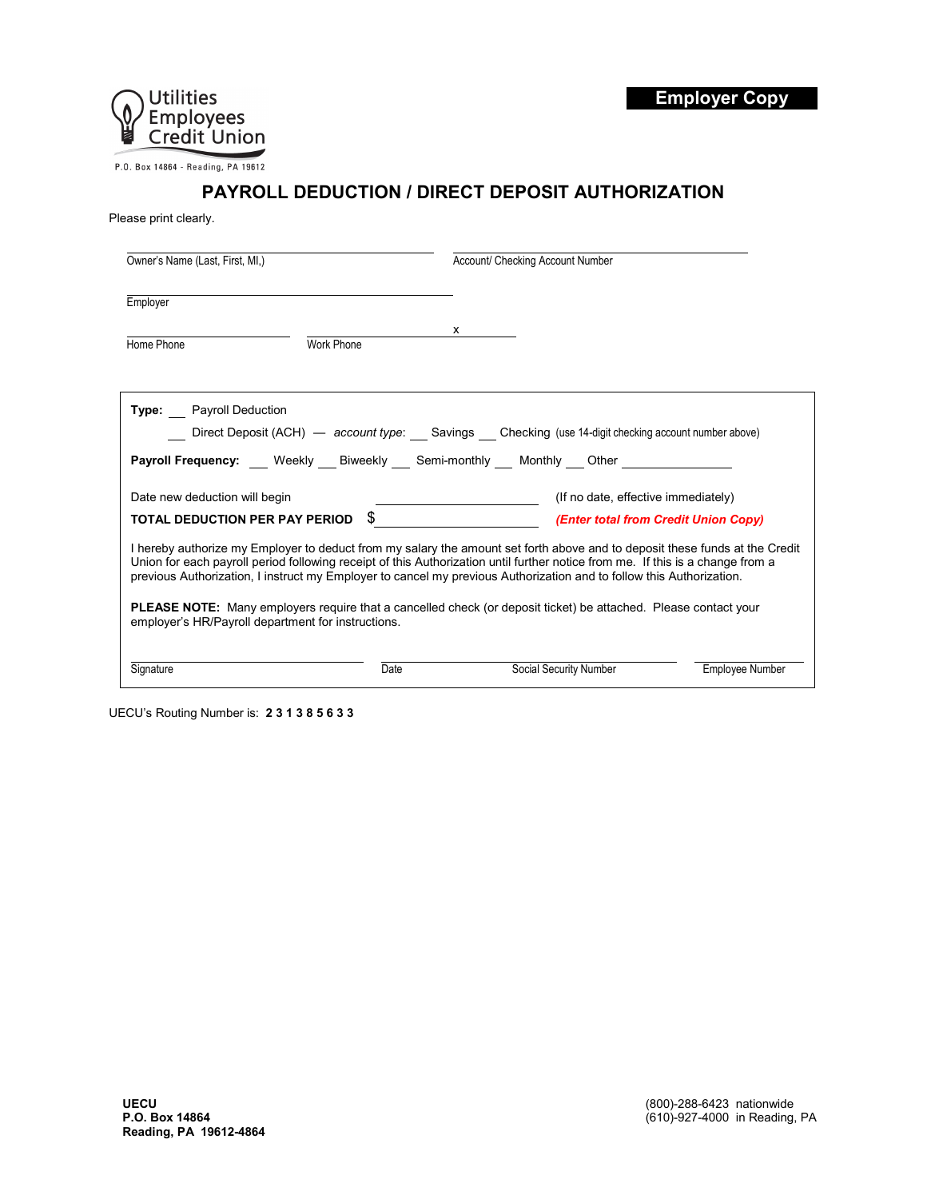Utilities Employees Credit Union

P.O. Box 14864 - Reading, PA 19612

**Employer Copy**

# PAYROLL DEDUCTION / DIRECT DEPOSIT AUTHORIZATION

Please print clearly.

______________________________ Owner's Name (Last, First, MI,)

______________________________ Account/ Checking Account Number

______________________________ Employer

______________________________ Home Phone

______________________________ x __________ Work Phone

**Type:** ___ Payroll Deduction

___ Direct Deposit (ACH) — *account type*: ___ Savings ___ Checking (use 14-digit checking account number above)

**Payroll Frequency:** ___ Weekly ___ Biweekly ___ Semi-monthly ___ Monthly ___ Other ______________

Date new deduction will begin ______________________ (If no date, effective immediately)

**TOTAL DEDUCTION PER PAY PERIOD** $______________________ ***(Enter total from Credit Union Copy)***

I hereby authorize my Employer to deduct from my salary the amount set forth above and to deposit these funds at the Credit Union for each payroll period following receipt of this Authorization until further notice from me. If this is a change from a previous Authorization, I instruct my Employer to cancel my previous Authorization and to follow this Authorization.

**PLEASE NOTE:** Many employers require that a cancelled check (or deposit ticket) be attached. Please contact your employer's HR/Payroll department for instructions.

______________________ Signature

______________________ Date

______________________ Social Security Number

______________________ Employee Number

UECU's Routing Number is: **2 3 1 3 8 5 6 3 3**

**UECU**
**P.O. Box 14864**
**Reading, PA 19612-4864**

(800)-288-6423 nationwide
(610)-927-4000 in Reading, PA